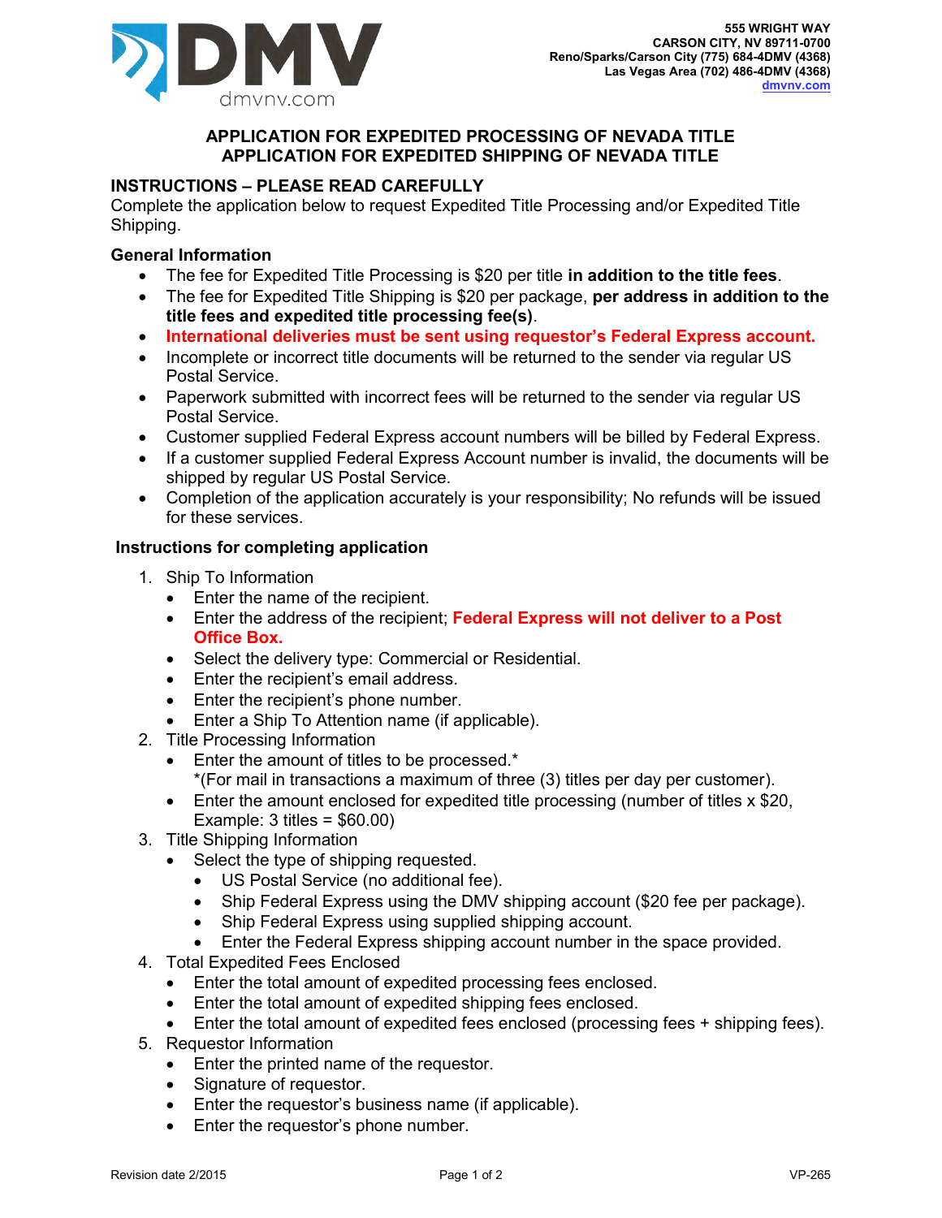DMV
dmvnv.com

**555 WRIGHT WAY**
**CARSON CITY, NV 89711-0700**
**Reno/Sparks/Carson City (775) 684-4DMV (4368)**
**Las Vegas Area (702) 486-4DMV (4368)**
**dmvnv.com**

# APPLICATION FOR EXPEDITED PROCESSING OF NEVADA TITLE
# APPLICATION FOR EXPEDITED SHIPPING OF NEVADA TITLE

## INSTRUCTIONS – PLEASE READ CAREFULLY

Complete the application below to request Expedited Title Processing and/or Expedited Title Shipping.

### General Information

- The fee for Expedited Title Processing is $20 per title **in addition to the title fees**.
- The fee for Expedited Title Shipping is $20 per package, **per address in addition to the title fees and expedited title processing fee(s)**.
- **International deliveries must be sent using requestor's Federal Express account.**
- Incomplete or incorrect title documents will be returned to the sender via regular US Postal Service.
- Paperwork submitted with incorrect fees will be returned to the sender via regular US Postal Service.
- Customer supplied Federal Express account numbers will be billed by Federal Express.
- If a customer supplied Federal Express Account number is invalid, the documents will be shipped by regular US Postal Service.
- Completion of the application accurately is your responsibility; No refunds will be issued for these services.

### Instructions for completing application

1. Ship To Information
   - Enter the name of the recipient.
   - Enter the address of the recipient; **Federal Express will not deliver to a Post Office Box.**
   - Select the delivery type: Commercial or Residential.
   - Enter the recipient's email address.
   - Enter the recipient's phone number.
   - Enter a Ship To Attention name (if applicable).
2. Title Processing Information
   - Enter the amount of titles to be processed.*
     *(For mail in transactions a maximum of three (3) titles per day per customer).
   - Enter the amount enclosed for expedited title processing (number of titles x $20, Example: 3 titles = $60.00)
3. Title Shipping Information
   - Select the type of shipping requested.
     - US Postal Service (no additional fee).
     - Ship Federal Express using the DMV shipping account ($20 fee per package).
     - Ship Federal Express using supplied shipping account.
     - Enter the Federal Express shipping account number in the space provided.
4. Total Expedited Fees Enclosed
   - Enter the total amount of expedited processing fees enclosed.
   - Enter the total amount of expedited shipping fees enclosed.
   - Enter the total amount of expedited fees enclosed (processing fees + shipping fees).
5. Requestor Information
   - Enter the printed name of the requestor.
   - Signature of requestor.
   - Enter the requestor's business name (if applicable).
   - Enter the requestor's phone number.

Revision date 2/2015

VP-265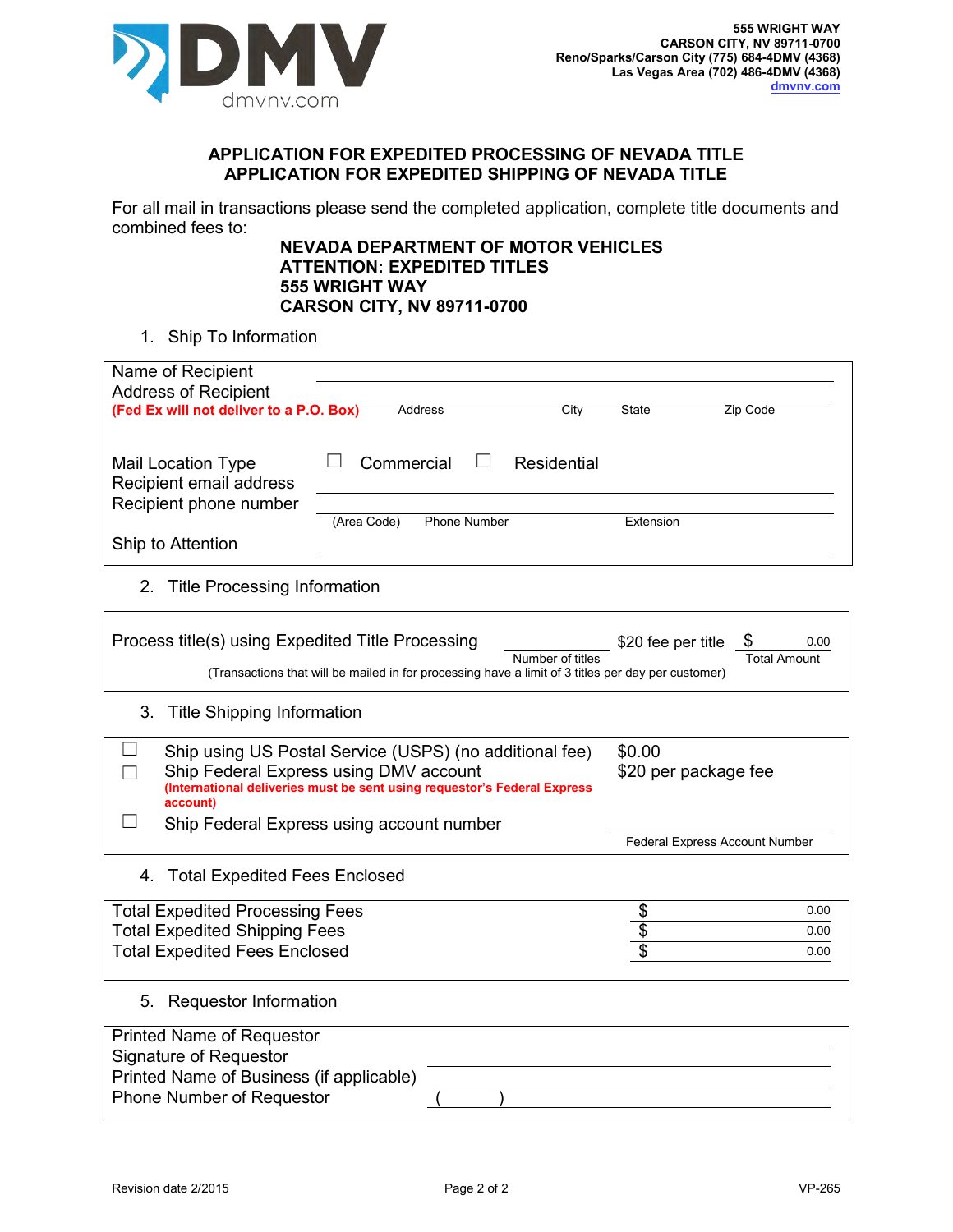DMV
dmvnv.com

555 WRIGHT WAY
CARSON CITY, NV 89711-0700
Reno/Sparks/Carson City (775) 684-4DMV (4368)
Las Vegas Area (702) 486-4DMV (4368)
dmvnv.com

# APPLICATION FOR EXPEDITED PROCESSING OF NEVADA TITLE
# APPLICATION FOR EXPEDITED SHIPPING OF NEVADA TITLE

For all mail in transactions please send the completed application, complete title documents and combined fees to:

**NEVADA DEPARTMENT OF MOTOR VEHICLES**
**ATTENTION: EXPEDITED TITLES**
**555 WRIGHT WAY**
**CARSON CITY, NV 89711-0700**

1. Ship To Information

Name of Recipient ______________________________

Address of Recipient ______________________________
**(Fed Ex will not deliver to a P.O. Box)** Address | City | State | Zip Code

Mail Location Type ☐ Commercial ☐ Residential

Recipient email address ______________________________

Recipient phone number ______________________________
(Area Code) | Phone Number | Extension

Ship to Attention ______________________________

2. Title Processing Information

Process title(s) using Expedited Title Processing ________ (Number of titles) $20 fee per title $ 0.00 (Total Amount)

(Transactions that will be mailed in for processing have a limit of 3 titles per day per customer)

3. Title Shipping Information

| | | |
|---|---|---|
| ☐ | Ship using US Postal Service (USPS) (no additional fee) | $0.00 |
| ☐ | Ship Federal Express using DMV account<br>**(International deliveries must be sent using requestor's Federal Express account)** | $20 per package fee |
| ☐ | Ship Federal Express using account number | ______________________<br>Federal Express Account Number |

4. Total Expedited Fees Enclosed

| | |
|---|---|
| Total Expedited Processing Fees | $ 0.00 |
| Total Expedited Shipping Fees | $ 0.00 |
| Total Expedited Fees Enclosed | $ 0.00 |

5. Requestor Information

Printed Name of Requestor ______________________________

Signature of Requestor ______________________________

Printed Name of Business (if applicable) ______________________________

Phone Number of Requestor (      ) ______________________________

Revision date 2/2015

VP-265